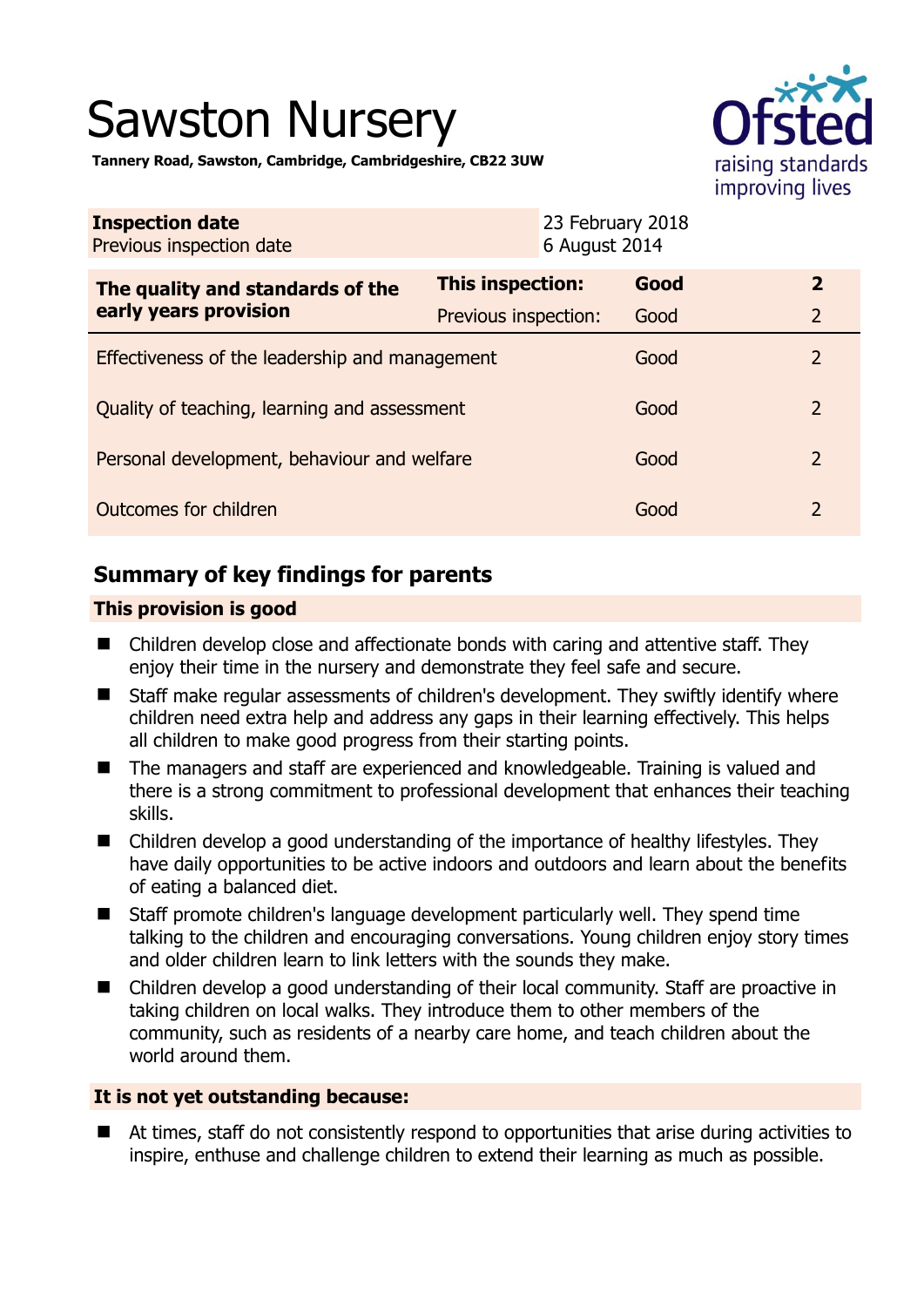# Sawston Nursery

**Tannery Road, Sawston, Cambridge, Cambridgeshire, CB22 3UW**

| | |
|---|---|
| **Inspection date** | 23 February 2018 |
| Previous inspection date | 6 August 2014 |

| | | | |
|---|---|---|---|
| **The quality and standards of the early years provision** | **This inspection:** | **Good** | **2** |
| | Previous inspection: | Good | 2 |
| Effectiveness of the leadership and management | | Good | 2 |
| Quality of teaching, learning and assessment | | Good | 2 |
| Personal development, behaviour and welfare | | Good | 2 |
| Outcomes for children | | Good | 2 |

## Summary of key findings for parents

### This provision is good

- Children develop close and affectionate bonds with caring and attentive staff. They enjoy their time in the nursery and demonstrate they feel safe and secure.
- Staff make regular assessments of children's development. They swiftly identify where children need extra help and address any gaps in their learning effectively. This helps all children to make good progress from their starting points.
- The managers and staff are experienced and knowledgeable. Training is valued and there is a strong commitment to professional development that enhances their teaching skills.
- Children develop a good understanding of the importance of healthy lifestyles. They have daily opportunities to be active indoors and outdoors and learn about the benefits of eating a balanced diet.
- Staff promote children's language development particularly well. They spend time talking to the children and encouraging conversations. Young children enjoy story times and older children learn to link letters with the sounds they make.
- Children develop a good understanding of their local community. Staff are proactive in taking children on local walks. They introduce them to other members of the community, such as residents of a nearby care home, and teach children about the world around them.

### It is not yet outstanding because:

- At times, staff do not consistently respond to opportunities that arise during activities to inspire, enthuse and challenge children to extend their learning as much as possible.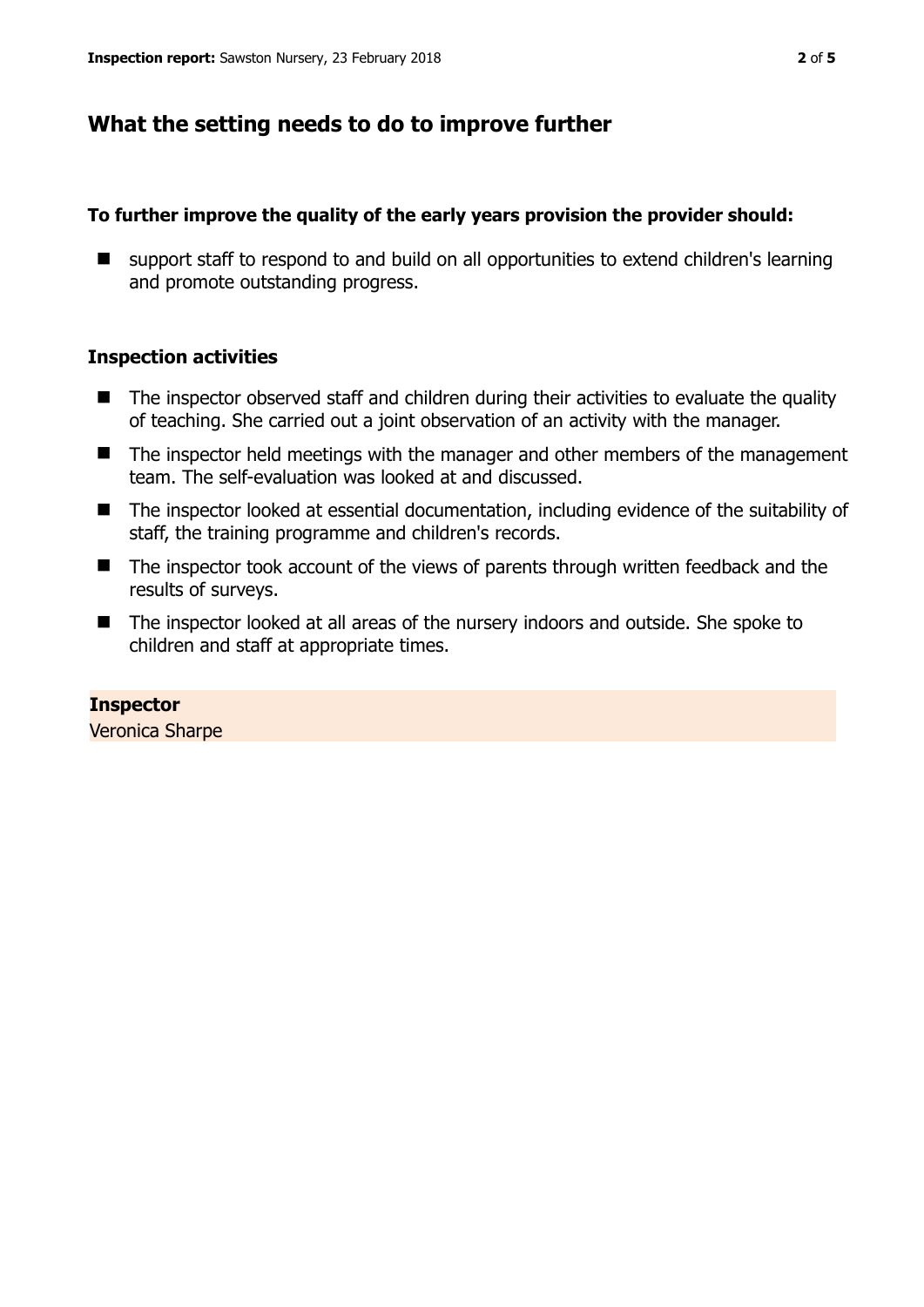## What the setting needs to do to improve further

**To further improve the quality of the early years provision the provider should:**

- support staff to respond to and build on all opportunities to extend children's learning and promote outstanding progress.

### Inspection activities

- The inspector observed staff and children during their activities to evaluate the quality of teaching. She carried out a joint observation of an activity with the manager.
- The inspector held meetings with the manager and other members of the management team. The self-evaluation was looked at and discussed.
- The inspector looked at essential documentation, including evidence of the suitability of staff, the training programme and children's records.
- The inspector took account of the views of parents through written feedback and the results of surveys.
- The inspector looked at all areas of the nursery indoors and outside. She spoke to children and staff at appropriate times.

**Inspector**
Veronica Sharpe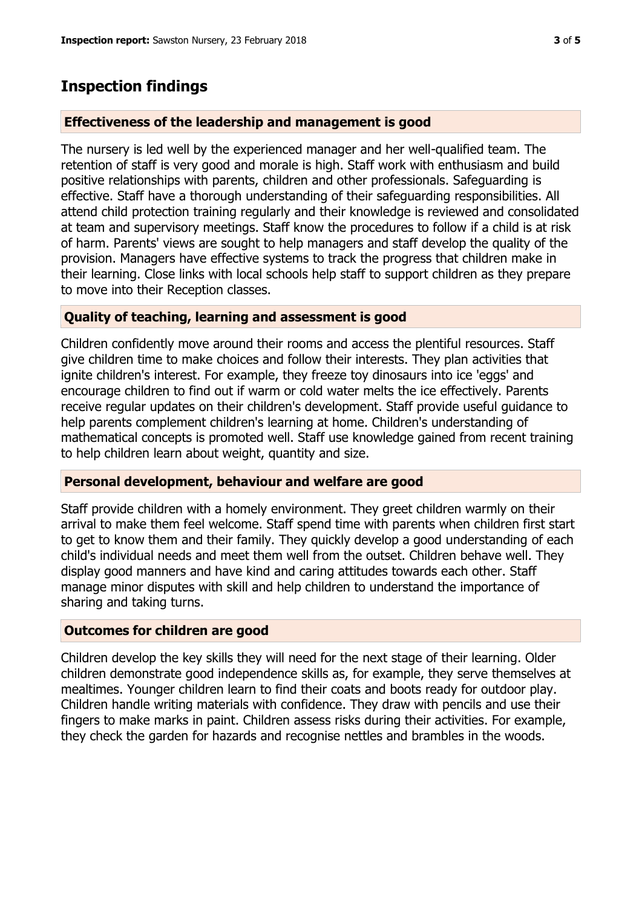## Inspection findings

### Effectiveness of the leadership and management is good

The nursery is led well by the experienced manager and her well-qualified team. The retention of staff is very good and morale is high. Staff work with enthusiasm and build positive relationships with parents, children and other professionals. Safeguarding is effective. Staff have a thorough understanding of their safeguarding responsibilities. All attend child protection training regularly and their knowledge is reviewed and consolidated at team and supervisory meetings. Staff know the procedures to follow if a child is at risk of harm. Parents' views are sought to help managers and staff develop the quality of the provision. Managers have effective systems to track the progress that children make in their learning. Close links with local schools help staff to support children as they prepare to move into their Reception classes.

### Quality of teaching, learning and assessment is good

Children confidently move around their rooms and access the plentiful resources. Staff give children time to make choices and follow their interests. They plan activities that ignite children's interest. For example, they freeze toy dinosaurs into ice 'eggs' and encourage children to find out if warm or cold water melts the ice effectively. Parents receive regular updates on their children's development. Staff provide useful guidance to help parents complement children's learning at home. Children's understanding of mathematical concepts is promoted well. Staff use knowledge gained from recent training to help children learn about weight, quantity and size.

### Personal development, behaviour and welfare are good

Staff provide children with a homely environment. They greet children warmly on their arrival to make them feel welcome. Staff spend time with parents when children first start to get to know them and their family. They quickly develop a good understanding of each child's individual needs and meet them well from the outset. Children behave well. They display good manners and have kind and caring attitudes towards each other. Staff manage minor disputes with skill and help children to understand the importance of sharing and taking turns.

### Outcomes for children are good

Children develop the key skills they will need for the next stage of their learning. Older children demonstrate good independence skills as, for example, they serve themselves at mealtimes. Younger children learn to find their coats and boots ready for outdoor play. Children handle writing materials with confidence. They draw with pencils and use their fingers to make marks in paint. Children assess risks during their activities. For example, they check the garden for hazards and recognise nettles and brambles in the woods.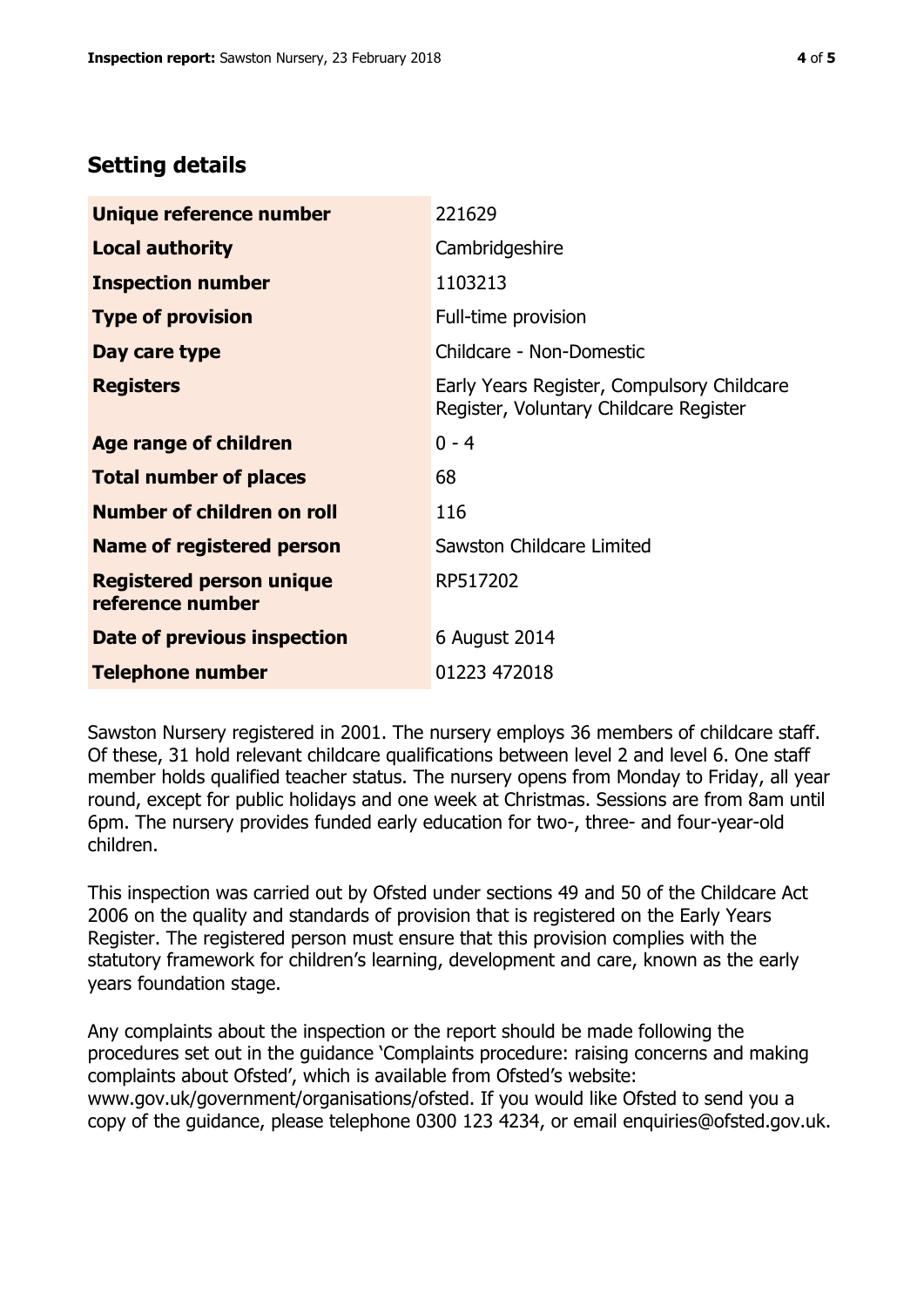## Setting details

| | |
|---|---|
| **Unique reference number** | 221629 |
| **Local authority** | Cambridgeshire |
| **Inspection number** | 1103213 |
| **Type of provision** | Full-time provision |
| **Day care type** | Childcare - Non-Domestic |
| **Registers** | Early Years Register, Compulsory Childcare Register, Voluntary Childcare Register |
| **Age range of children** | 0 - 4 |
| **Total number of places** | 68 |
| **Number of children on roll** | 116 |
| **Name of registered person** | Sawston Childcare Limited |
| **Registered person unique reference number** | RP517202 |
| **Date of previous inspection** | 6 August 2014 |
| **Telephone number** | 01223 472018 |

Sawston Nursery registered in 2001. The nursery employs 36 members of childcare staff. Of these, 31 hold relevant childcare qualifications between level 2 and level 6. One staff member holds qualified teacher status. The nursery opens from Monday to Friday, all year round, except for public holidays and one week at Christmas. Sessions are from 8am until 6pm. The nursery provides funded early education for two-, three- and four-year-old children.

This inspection was carried out by Ofsted under sections 49 and 50 of the Childcare Act 2006 on the quality and standards of provision that is registered on the Early Years Register. The registered person must ensure that this provision complies with the statutory framework for children's learning, development and care, known as the early years foundation stage.

Any complaints about the inspection or the report should be made following the procedures set out in the guidance 'Complaints procedure: raising concerns and making complaints about Ofsted', which is available from Ofsted's website: www.gov.uk/government/organisations/ofsted. If you would like Ofsted to send you a copy of the guidance, please telephone 0300 123 4234, or email enquiries@ofsted.gov.uk.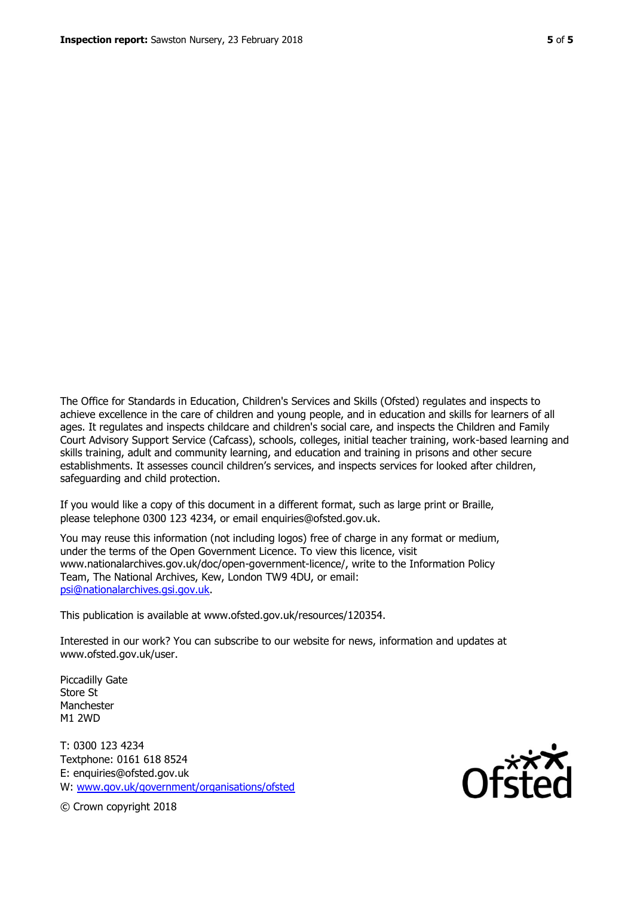The Office for Standards in Education, Children's Services and Skills (Ofsted) regulates and inspects to achieve excellence in the care of children and young people, and in education and skills for learners of all ages. It regulates and inspects childcare and children's social care, and inspects the Children and Family Court Advisory Support Service (Cafcass), schools, colleges, initial teacher training, work-based learning and skills training, adult and community learning, and education and training in prisons and other secure establishments. It assesses council children's services, and inspects services for looked after children, safeguarding and child protection.

If you would like a copy of this document in a different format, such as large print or Braille, please telephone 0300 123 4234, or email enquiries@ofsted.gov.uk.

You may reuse this information (not including logos) free of charge in any format or medium, under the terms of the Open Government Licence. To view this licence, visit www.nationalarchives.gov.uk/doc/open-government-licence/, write to the Information Policy Team, The National Archives, Kew, London TW9 4DU, or email: psi@nationalarchives.gsi.gov.uk.

This publication is available at www.ofsted.gov.uk/resources/120354.

Interested in our work? You can subscribe to our website for news, information and updates at www.ofsted.gov.uk/user.

Piccadilly Gate
Store St
Manchester
M1 2WD

T: 0300 123 4234
Textphone: 0161 618 8524
E: enquiries@ofsted.gov.uk
W: www.gov.uk/government/organisations/ofsted

© Crown copyright 2018